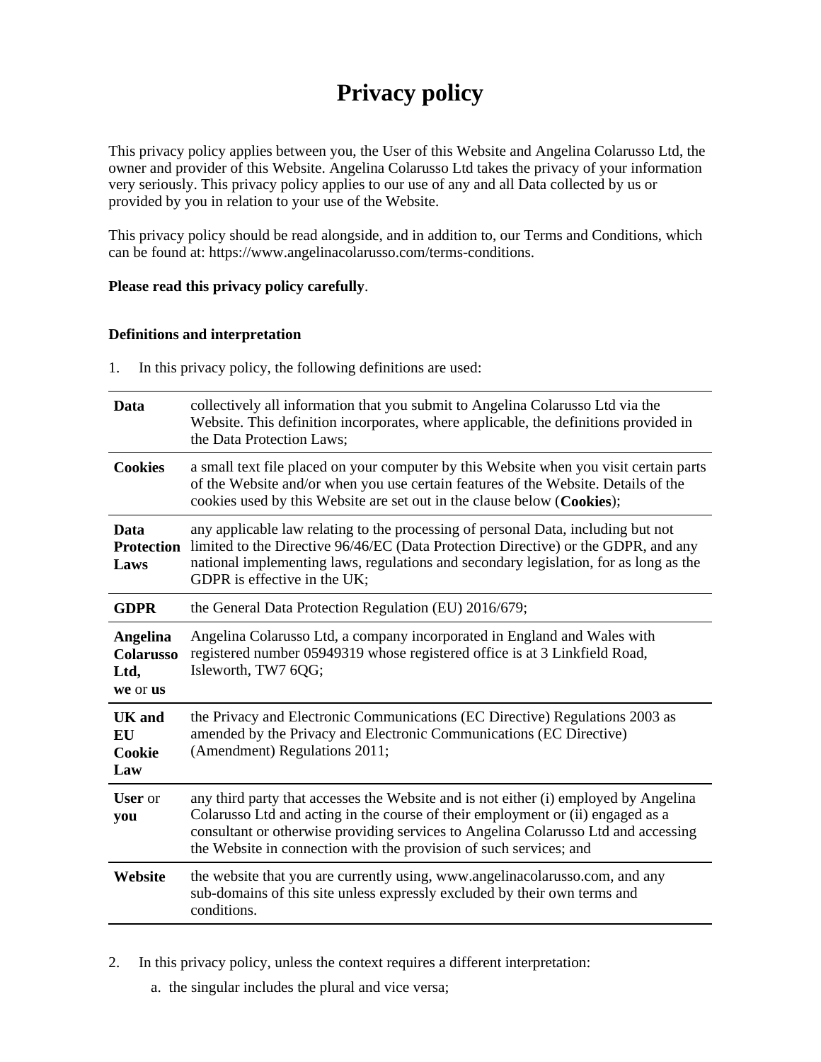# Privacy policy

This privacy policy applies between you, the User of this Website and Angelina Colarusso Ltd, the owner and provider of this Website. Angelina Colarusso Ltd takes the privacy of your information very seriously. This privacy policy applies to our use of any and all Data collected by us or provided by you in relation to your use of the Website.

This privacy policy should be read alongside, and in addition to, our Terms and Conditions, which can be found at: https://www.angelinacolarusso.com/terms-conditions.

**Please read this privacy policy carefully**.

**Definitions and interpretation**

1. In this privacy policy, the following definitions are used:

| | |
|---|---|
| **Data** | collectively all information that you submit to Angelina Colarusso Ltd via the Website. This definition incorporates, where applicable, the definitions provided in the Data Protection Laws; |
| **Cookies** | a small text file placed on your computer by this Website when you visit certain parts of the Website and/or when you use certain features of the Website. Details of the cookies used by this Website are set out in the clause below (**Cookies**); |
| **Data Protection Laws** | any applicable law relating to the processing of personal Data, including but not limited to the Directive 96/46/EC (Data Protection Directive) or the GDPR, and any national implementing laws, regulations and secondary legislation, for as long as the GDPR is effective in the UK; |
| **GDPR** | the General Data Protection Regulation (EU) 2016/679; |
| **Angelina Colarusso Ltd, we** or **us** | Angelina Colarusso Ltd, a company incorporated in England and Wales with registered number 05949319 whose registered office is at 3 Linkfield Road, Isleworth, TW7 6QG; |
| **UK and EU Cookie Law** | the Privacy and Electronic Communications (EC Directive) Regulations 2003 as amended by the Privacy and Electronic Communications (EC Directive) (Amendment) Regulations 2011; |
| **User** or **you** | any third party that accesses the Website and is not either (i) employed by Angelina Colarusso Ltd and acting in the course of their employment or (ii) engaged as a consultant or otherwise providing services to Angelina Colarusso Ltd and accessing the Website in connection with the provision of such services; and |
| **Website** | the website that you are currently using, www.angelinacolarusso.com, and any sub-domains of this site unless expressly excluded by their own terms and conditions. |

2. In this privacy policy, unless the context requires a different interpretation:
   a. the singular includes the plural and vice versa;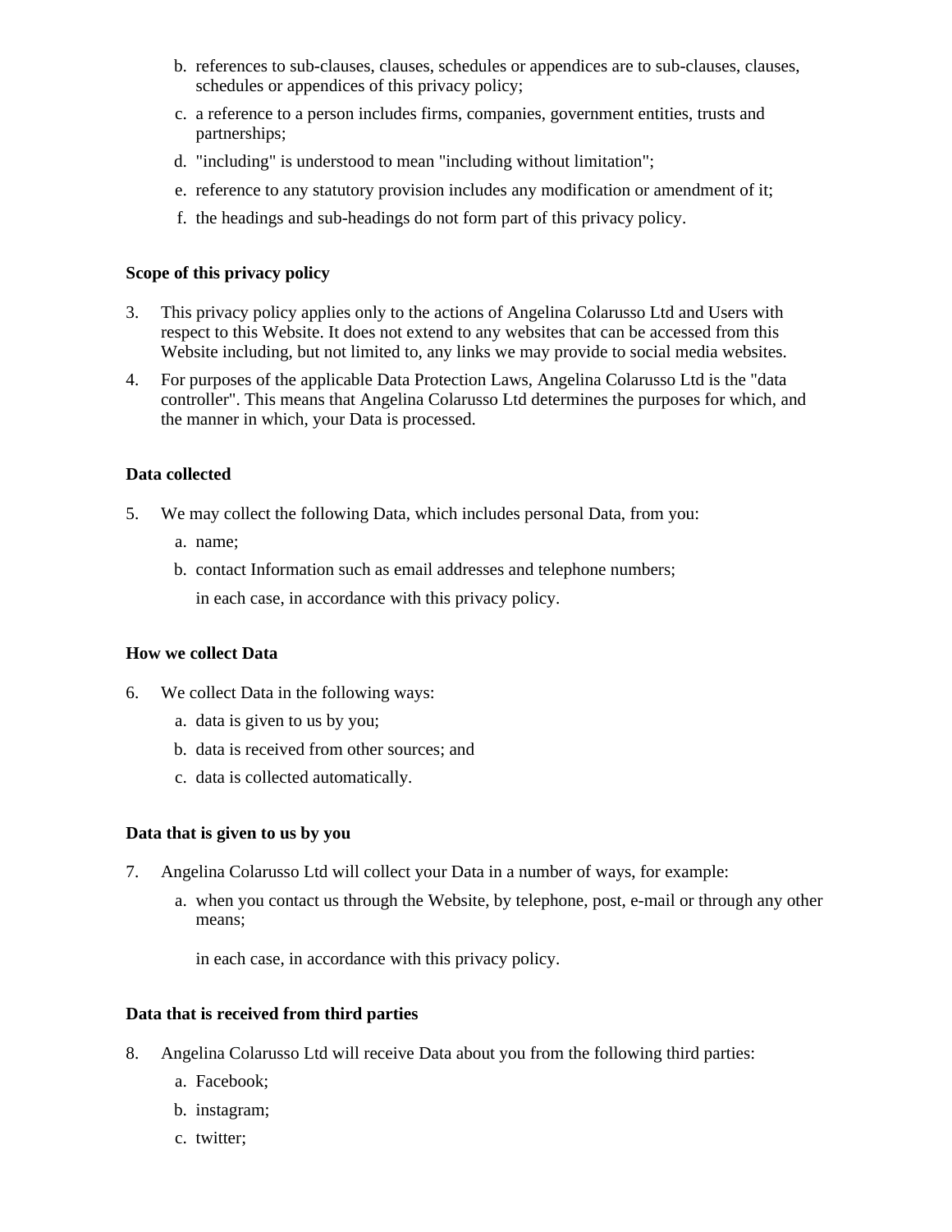b. references to sub-clauses, clauses, schedules or appendices are to sub-clauses, clauses, schedules or appendices of this privacy policy;
c. a reference to a person includes firms, companies, government entities, trusts and partnerships;
d. "including" is understood to mean "including without limitation";
e. reference to any statutory provision includes any modification or amendment of it;
f. the headings and sub-headings do not form part of this privacy policy.

**Scope of this privacy policy**

3. This privacy policy applies only to the actions of Angelina Colarusso Ltd and Users with respect to this Website. It does not extend to any websites that can be accessed from this Website including, but not limited to, any links we may provide to social media websites.
4. For purposes of the applicable Data Protection Laws, Angelina Colarusso Ltd is the "data controller". This means that Angelina Colarusso Ltd determines the purposes for which, and the manner in which, your Data is processed.

**Data collected**

5. We may collect the following Data, which includes personal Data, from you:
    a. name;
    b. contact Information such as email addresses and telephone numbers;

    in each case, in accordance with this privacy policy.

**How we collect Data**

6. We collect Data in the following ways:
    a. data is given to us by you;
    b. data is received from other sources; and
    c. data is collected automatically.

**Data that is given to us by you**

7. Angelina Colarusso Ltd will collect your Data in a number of ways, for example:
    a. when you contact us through the Website, by telephone, post, e-mail or through any other means;

    in each case, in accordance with this privacy policy.

**Data that is received from third parties**

8. Angelina Colarusso Ltd will receive Data about you from the following third parties:
    a. Facebook;
    b. instagram;
    c. twitter;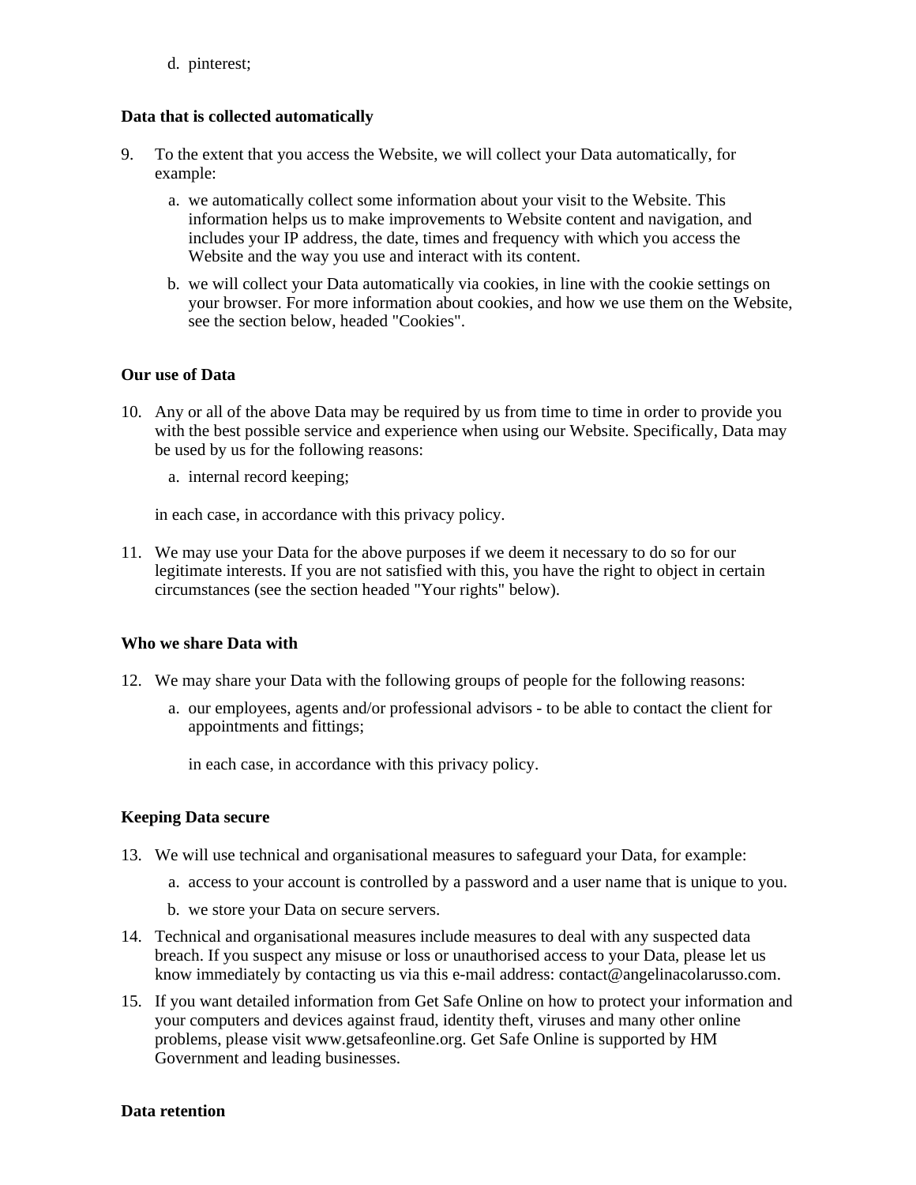d. pinterest;

**Data that is collected automatically**

9. To the extent that you access the Website, we will collect your Data automatically, for example:

    a. we automatically collect some information about your visit to the Website. This information helps us to make improvements to Website content and navigation, and includes your IP address, the date, times and frequency with which you access the Website and the way you use and interact with its content.

    b. we will collect your Data automatically via cookies, in line with the cookie settings on your browser. For more information about cookies, and how we use them on the Website, see the section below, headed "Cookies".

**Our use of Data**

10. Any or all of the above Data may be required by us from time to time in order to provide you with the best possible service and experience when using our Website. Specifically, Data may be used by us for the following reasons:

    a. internal record keeping;

    in each case, in accordance with this privacy policy.

11. We may use your Data for the above purposes if we deem it necessary to do so for our legitimate interests. If you are not satisfied with this, you have the right to object in certain circumstances (see the section headed "Your rights" below).

**Who we share Data with**

12. We may share your Data with the following groups of people for the following reasons:

    a. our employees, agents and/or professional advisors - to be able to contact the client for appointments and fittings;

    in each case, in accordance with this privacy policy.

**Keeping Data secure**

13. We will use technical and organisational measures to safeguard your Data, for example:

    a. access to your account is controlled by a password and a user name that is unique to you.

    b. we store your Data on secure servers.

14. Technical and organisational measures include measures to deal with any suspected data breach. If you suspect any misuse or loss or unauthorised access to your Data, please let us know immediately by contacting us via this e-mail address: contact@angelinacolarusso.com.

15. If you want detailed information from Get Safe Online on how to protect your information and your computers and devices against fraud, identity theft, viruses and many other online problems, please visit www.getsafeonline.org. Get Safe Online is supported by HM Government and leading businesses.

**Data retention**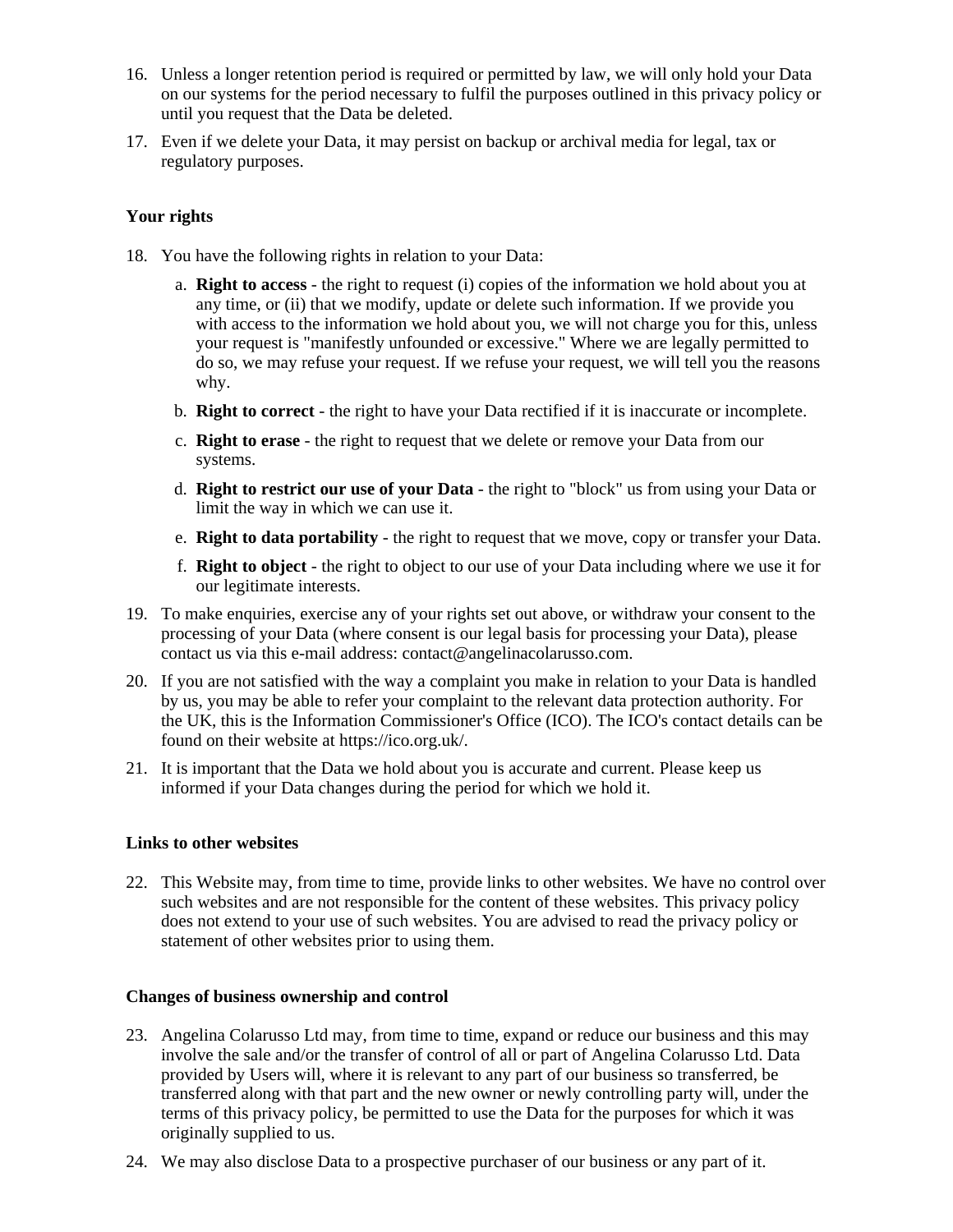16. Unless a longer retention period is required or permitted by law, we will only hold your Data on our systems for the period necessary to fulfil the purposes outlined in this privacy policy or until you request that the Data be deleted.
17. Even if we delete your Data, it may persist on backup or archival media for legal, tax or regulatory purposes.

**Your rights**

18. You have the following rights in relation to your Data:
    a. **Right to access** - the right to request (i) copies of the information we hold about you at any time, or (ii) that we modify, update or delete such information. If we provide you with access to the information we hold about you, we will not charge you for this, unless your request is "manifestly unfounded or excessive." Where we are legally permitted to do so, we may refuse your request. If we refuse your request, we will tell you the reasons why.
    b. **Right to correct** - the right to have your Data rectified if it is inaccurate or incomplete.
    c. **Right to erase** - the right to request that we delete or remove your Data from our systems.
    d. **Right to restrict our use of your Data** - the right to "block" us from using your Data or limit the way in which we can use it.
    e. **Right to data portability** - the right to request that we move, copy or transfer your Data.
    f. **Right to object** - the right to object to our use of your Data including where we use it for our legitimate interests.
19. To make enquiries, exercise any of your rights set out above, or withdraw your consent to the processing of your Data (where consent is our legal basis for processing your Data), please contact us via this e-mail address: contact@angelinacolarusso.com.
20. If you are not satisfied with the way a complaint you make in relation to your Data is handled by us, you may be able to refer your complaint to the relevant data protection authority. For the UK, this is the Information Commissioner's Office (ICO). The ICO's contact details can be found on their website at https://ico.org.uk/.
21. It is important that the Data we hold about you is accurate and current. Please keep us informed if your Data changes during the period for which we hold it.

**Links to other websites**

22. This Website may, from time to time, provide links to other websites. We have no control over such websites and are not responsible for the content of these websites. This privacy policy does not extend to your use of such websites. You are advised to read the privacy policy or statement of other websites prior to using them.

**Changes of business ownership and control**

23. Angelina Colarusso Ltd may, from time to time, expand or reduce our business and this may involve the sale and/or the transfer of control of all or part of Angelina Colarusso Ltd. Data provided by Users will, where it is relevant to any part of our business so transferred, be transferred along with that part and the new owner or newly controlling party will, under the terms of this privacy policy, be permitted to use the Data for the purposes for which it was originally supplied to us.
24. We may also disclose Data to a prospective purchaser of our business or any part of it.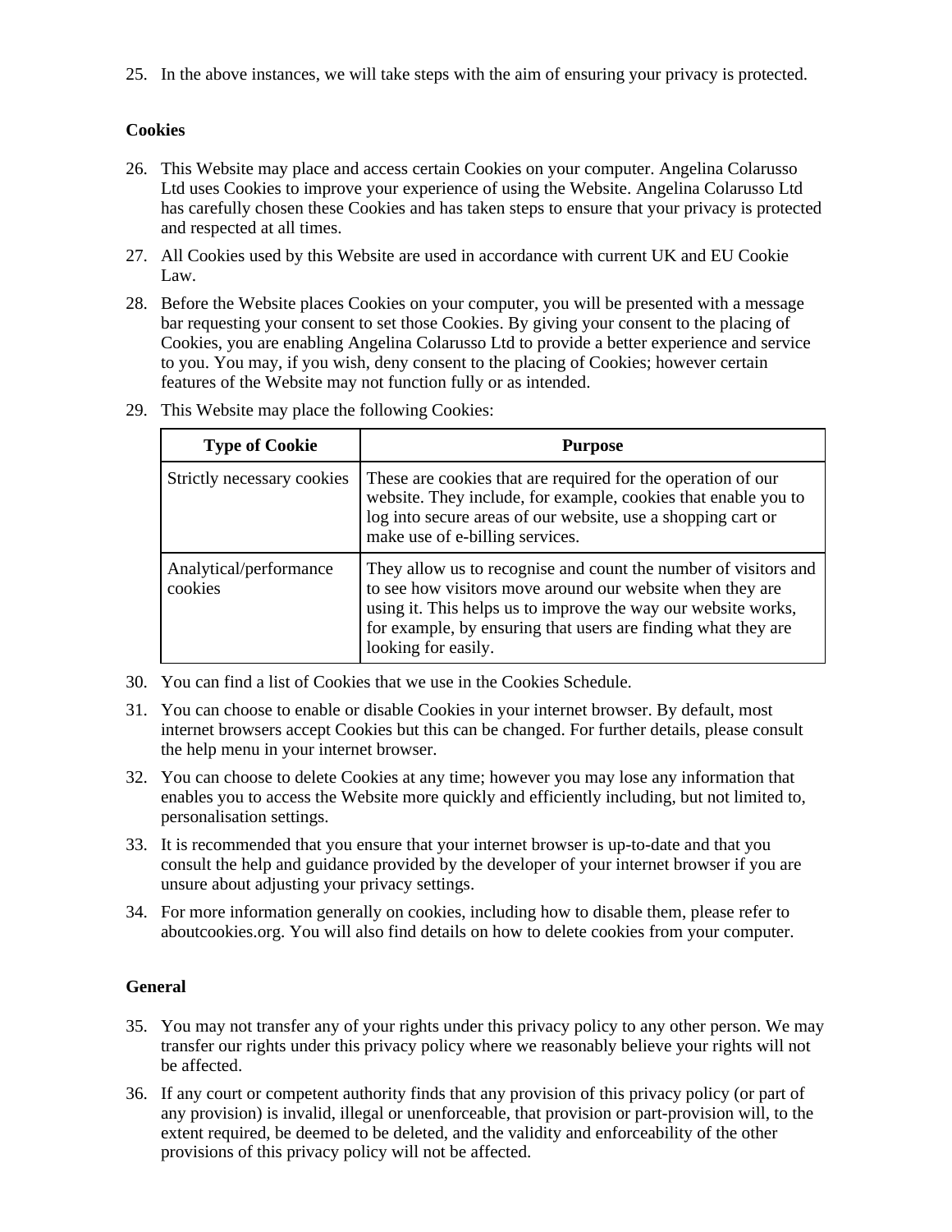25. In the above instances, we will take steps with the aim of ensuring your privacy is protected.

**Cookies**

26. This Website may place and access certain Cookies on your computer. Angelina Colarusso Ltd uses Cookies to improve your experience of using the Website. Angelina Colarusso Ltd has carefully chosen these Cookies and has taken steps to ensure that your privacy is protected and respected at all times.
27. All Cookies used by this Website are used in accordance with current UK and EU Cookie Law.
28. Before the Website places Cookies on your computer, you will be presented with a message bar requesting your consent to set those Cookies. By giving your consent to the placing of Cookies, you are enabling Angelina Colarusso Ltd to provide a better experience and service to you. You may, if you wish, deny consent to the placing of Cookies; however certain features of the Website may not function fully or as intended.
29. This Website may place the following Cookies:

| Type of Cookie | Purpose |
| --- | --- |
| Strictly necessary cookies | These are cookies that are required for the operation of our website. They include, for example, cookies that enable you to log into secure areas of our website, use a shopping cart or make use of e-billing services. |
| Analytical/performance cookies | They allow us to recognise and count the number of visitors and to see how visitors move around our website when they are using it. This helps us to improve the way our website works, for example, by ensuring that users are finding what they are looking for easily. |

30. You can find a list of Cookies that we use in the Cookies Schedule.
31. You can choose to enable or disable Cookies in your internet browser. By default, most internet browsers accept Cookies but this can be changed. For further details, please consult the help menu in your internet browser.
32. You can choose to delete Cookies at any time; however you may lose any information that enables you to access the Website more quickly and efficiently including, but not limited to, personalisation settings.
33. It is recommended that you ensure that your internet browser is up-to-date and that you consult the help and guidance provided by the developer of your internet browser if you are unsure about adjusting your privacy settings.
34. For more information generally on cookies, including how to disable them, please refer to aboutcookies.org. You will also find details on how to delete cookies from your computer.

**General**

35. You may not transfer any of your rights under this privacy policy to any other person. We may transfer our rights under this privacy policy where we reasonably believe your rights will not be affected.
36. If any court or competent authority finds that any provision of this privacy policy (or part of any provision) is invalid, illegal or unenforceable, that provision or part-provision will, to the extent required, be deemed to be deleted, and the validity and enforceability of the other provisions of this privacy policy will not be affected.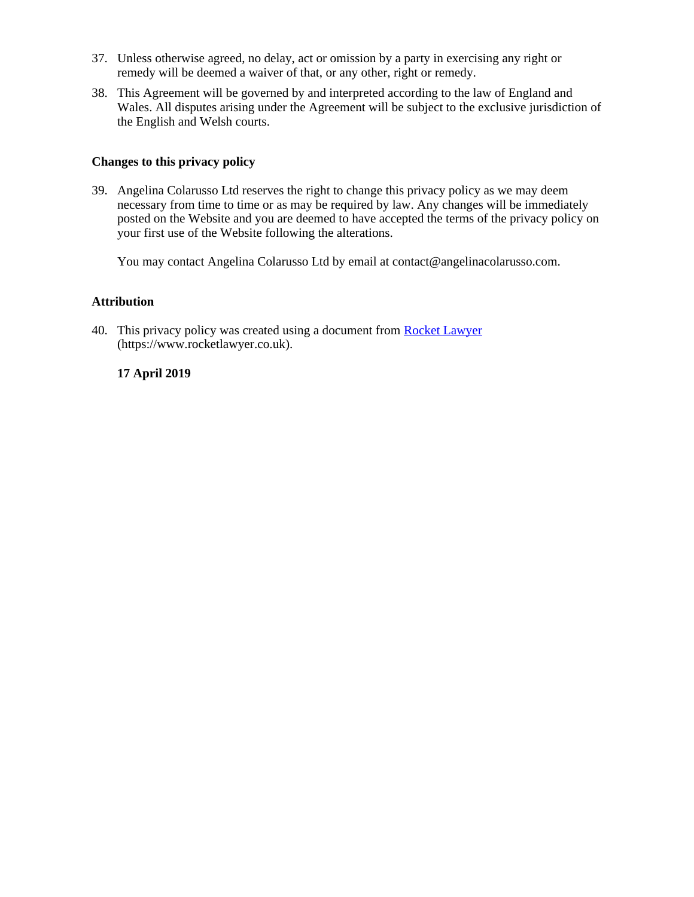37. Unless otherwise agreed, no delay, act or omission by a party in exercising any right or remedy will be deemed a waiver of that, or any other, right or remedy.
38. This Agreement will be governed by and interpreted according to the law of England and Wales. All disputes arising under the Agreement will be subject to the exclusive jurisdiction of the English and Welsh courts.

### Changes to this privacy policy

39. Angelina Colarusso Ltd reserves the right to change this privacy policy as we may deem necessary from time to time or as may be required by law. Any changes will be immediately posted on the Website and you are deemed to have accepted the terms of the privacy policy on your first use of the Website following the alterations.

    You may contact Angelina Colarusso Ltd by email at contact@angelinacolarusso.com.

### Attribution

40. This privacy policy was created using a document from [Rocket Lawyer](https://www.rocketlawyer.co.uk) (https://www.rocketlawyer.co.uk).

    **17 April 2019**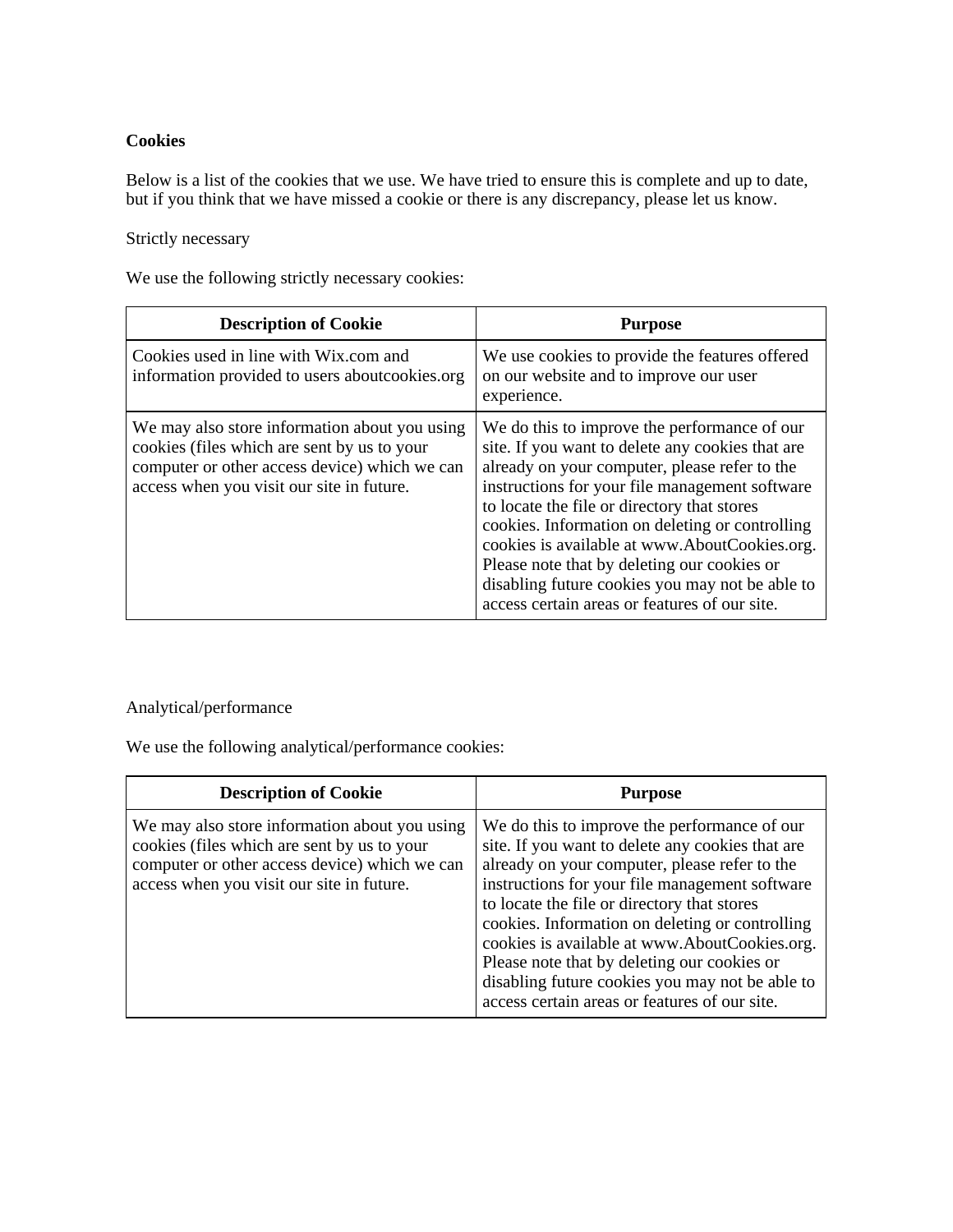**Cookies**

Below is a list of the cookies that we use. We have tried to ensure this is complete and up to date, but if you think that we have missed a cookie or there is any discrepancy, please let us know.

Strictly necessary

We use the following strictly necessary cookies:

| Description of Cookie | Purpose |
| --- | --- |
| Cookies used in line with Wix.com and information provided to users aboutcookies.org | We use cookies to provide the features offered on our website and to improve our user experience. |
| We may also store information about you using cookies (files which are sent by us to your computer or other access device) which we can access when you visit our site in future. | We do this to improve the performance of our site. If you want to delete any cookies that are already on your computer, please refer to the instructions for your file management software to locate the file or directory that stores cookies. Information on deleting or controlling cookies is available at www.AboutCookies.org. Please note that by deleting our cookies or disabling future cookies you may not be able to access certain areas or features of our site. |

Analytical/performance

We use the following analytical/performance cookies:

| Description of Cookie | Purpose |
| --- | --- |
| We may also store information about you using cookies (files which are sent by us to your computer or other access device) which we can access when you visit our site in future. | We do this to improve the performance of our site. If you want to delete any cookies that are already on your computer, please refer to the instructions for your file management software to locate the file or directory that stores cookies. Information on deleting or controlling cookies is available at www.AboutCookies.org. Please note that by deleting our cookies or disabling future cookies you may not be able to access certain areas or features of our site. |